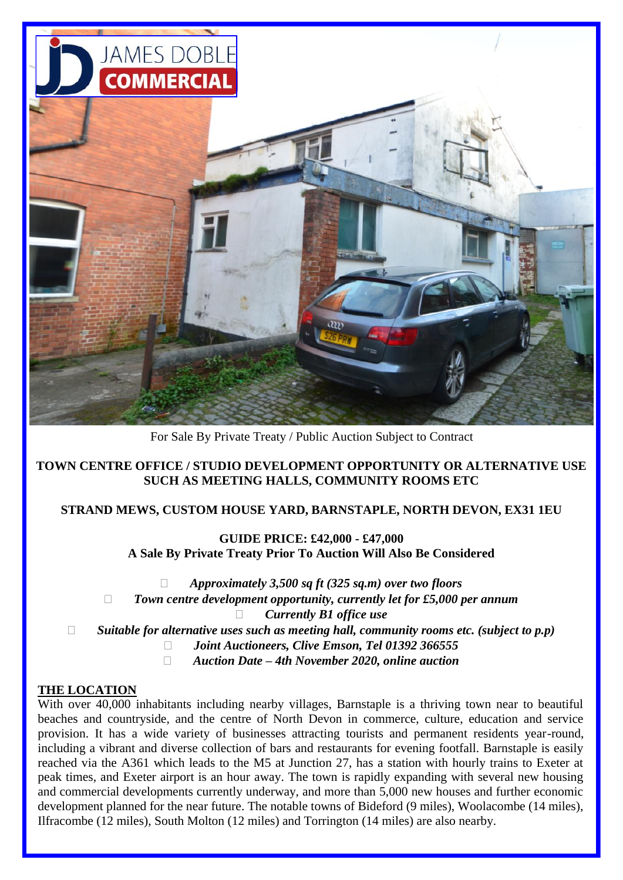For Sale By Private Treaty / Public Auction Subject to Contract

**TOWN CENTRE OFFICE / STUDIO DEVELOPMENT OPPORTUNITY OR ALTERNATIVE USE SUCH AS MEETING HALLS, COMMUNITY ROOMS ETC**

**STRAND MEWS, CUSTOM HOUSE YARD, BARNSTAPLE, NORTH DEVON, EX31 1EU**

**GUIDE PRICE: £42,000 - £47,000**
**A Sale By Private Treaty Prior To Auction Will Also Be Considered**

- ***Approximately 3,500 sq ft (325 sq.m) over two floors***
- ***Town centre development opportunity, currently let for £5,000 per annum***
- ***Currently B1 office use***
- ***Suitable for alternative uses such as meeting hall, community rooms etc. (subject to p.p)***
- ***Joint Auctioneers, Clive Emson, Tel 01392 366555***
- ***Auction Date – 4th November 2020, online auction***

## THE LOCATION

With over 40,000 inhabitants including nearby villages, Barnstaple is a thriving town near to beautiful beaches and countryside, and the centre of North Devon in commerce, culture, education and service provision. It has a wide variety of businesses attracting tourists and permanent residents year-round, including a vibrant and diverse collection of bars and restaurants for evening footfall. Barnstaple is easily reached via the A361 which leads to the M5 at Junction 27, has a station with hourly trains to Exeter at peak times, and Exeter airport is an hour away. The town is rapidly expanding with several new housing and commercial developments currently underway, and more than 5,000 new houses and further economic development planned for the near future. The notable towns of Bideford (9 miles), Woolacombe (14 miles), Ilfracombe (12 miles), South Molton (12 miles) and Torrington (14 miles) are also nearby.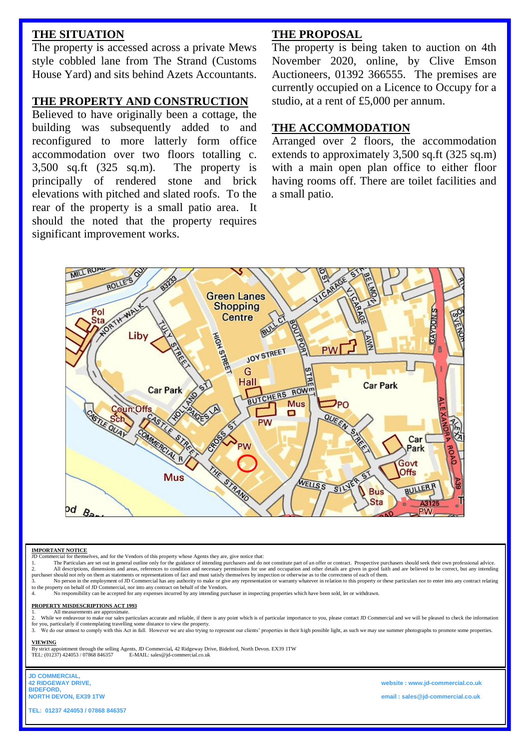## THE SITUATION

The property is accessed across a private Mews style cobbled lane from The Strand (Customs House Yard) and sits behind Azets Accountants.

## THE PROPERTY AND CONSTRUCTION

Believed to have originally been a cottage, the building was subsequently added to and reconfigured to more latterly form office accommodation over two floors totalling c. 3,500 sq.ft (325 sq.m). The property is principally of rendered stone and brick elevations with pitched and slated roofs. To the rear of the property is a small patio area. It should the noted that the property requires significant improvement works.

## THE PROPOSAL

The property is being taken to auction on 4th November 2020, online, by Clive Emson Auctioneers, 01392 366555. The premises are currently occupied on a Licence to Occupy for a studio, at a rent of £5,000 per annum.

## THE ACCOMMODATION

Arranged over 2 floors, the accommodation extends to approximately 3,500 sq.ft (325 sq.m) with a main open plan office to either floor having rooms off. There are toilet facilities and a small patio.

**IMPORTANT NOTICE**

JD Commercial for themselves, and for the Vendors of this property whose Agents they are, give notice that:

1. The Particulars are set out in general outline only for the guidance of intending purchasers and do not constitute part of an offer or contract. Prospective purchasers should seek their own professional advice.
2. All descriptions, dimensions and areas, references to condition and necessary permissions for use and occupation and other details are given in good faith and are believed to be correct, but any intending purchaser should not rely on them as statements or representations of fact and must satisfy themselves by inspection or otherwise as to the correctness of each of them.
3. No person in the employment of JD Commercial has any authority to make or give any representation or warranty whatever in relation to this property or these particulars nor to enter into any contract relating to the property on behalf of JD Commercial, nor into any contract on behalf of the Vendors.
4. No responsibility can be accepted for any expenses incurred by any intending purchaser in inspecting properties which have been sold, let or withdrawn.

**PROPERTY MISDESCRIPTIONS ACT 1993**

1. All measurements are approximate.
2. While we endeavour to make our sales particulars accurate and reliable, if there is any point which is of particular importance to you, please contact JD Commercial and we will be pleased to check the information for you, particularly if contemplating travelling some distance to view the property.
3. We do our utmost to comply with this Act in full. However we are also trying to represent our clients' properties in their high possible light, as such we may use summer photographs to promote some properties.

**VIEWING**

By strict appointment through the selling Agents, JD Commercial, 42 Ridgeway Drive, Bideford, North Devon. EX39 1TW
TEL: (01237) 424053 / 07868 846357 E-MAIL: sales@jd-commercial.co.uk

**JD COMMERCIAL,**
**42 RIDGEWAY DRIVE,**
**BIDEFORD,**
**NORTH DEVON, EX39 1TW**

**TEL: 01237 424053 / 07868 846357**

**website : www.jd-commercial.co.uk**

**email : sales@jd-commercial.co.uk**